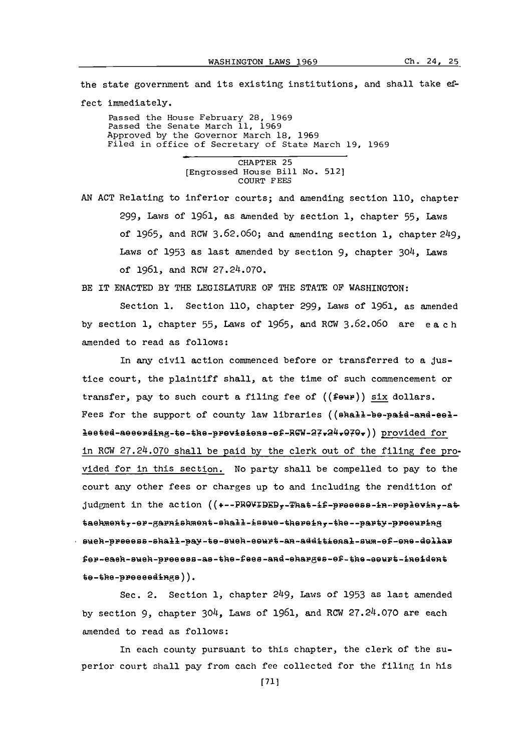the state government and its existing institutions, and shall take effect immediately.

Passed the House February 28, 1969
Passed the Senate March 11, 1969
Approved by the Governor March 18, 1969
Filed in office of Secretary of State March 19, 1969

CHAPTER 25
[Engrossed House Bill No. 512]
COURT FEES

AN ACT Relating to inferior courts; and amending section 110, chapter 299, Laws of 1961, as amended by section 1, chapter 55, Laws of 1965, and RCW 3.62.060; and amending section 1, chapter 249, Laws of 1953 as last amended by section 9, chapter 304, Laws of 1961, and RCW 27.24.070.

BE IT ENACTED BY THE LEGISLATURE OF THE STATE OF WASHINGTON:

Section 1. Section 110, chapter 299, Laws of 1961, as amended by section 1, chapter 55, Laws of 1965, and RCW 3.62.060 are each amended to read as follows:

In any civil action commenced before or transferred to a justice court, the plaintiff shall, at the time of such commencement or transfer, pay to such court a filing fee of ((~~four~~)) six dollars. Fees for the support of county law libraries ((~~shall be paid and collected according to the provisions of RCW 27.24.070.~~)) provided for in RCW 27.24.070 shall be paid by the clerk out of the filing fee provided for in this section. No party shall be compelled to pay to the court any other fees or charges up to and including the rendition of judgment in the action ((~~: PROVIDED, That if process in replevin, attachment, or garnishment shall issue therein, the party procuring such process shall pay to such court an additional sum of one dollar for each such process as the fees and charges of the court incident to the proceedings~~)).

Sec. 2. Section 1, chapter 249, Laws of 1953 as last amended by section 9, chapter 304, Laws of 1961, and RCW 27.24.070 are each amended to read as follows:

In each county pursuant to this chapter, the clerk of the superior court shall pay from each fee collected for the filing in his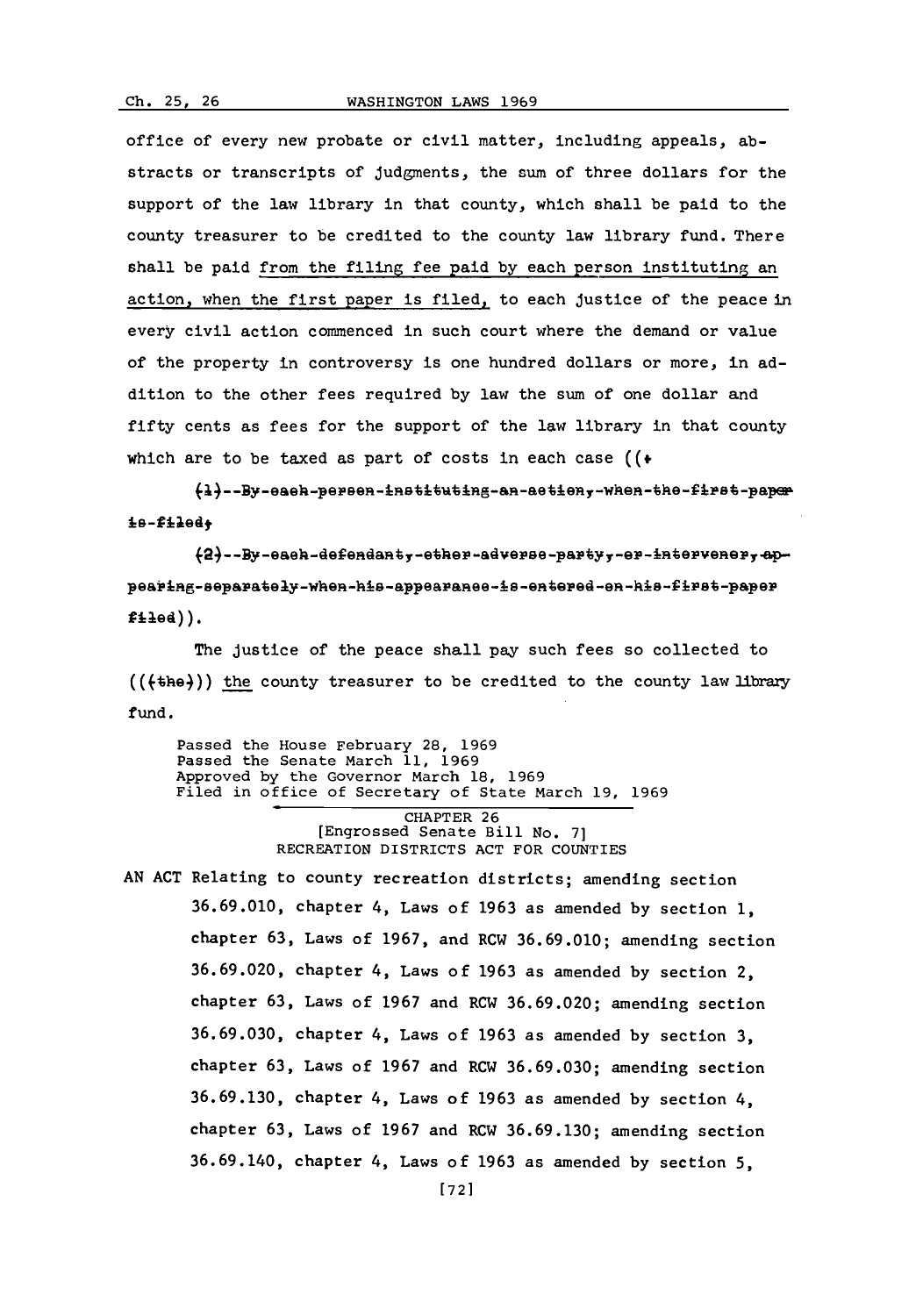office of every new probate or civil matter, including appeals, abstracts or transcripts of judgments, the sum of three dollars for the support of the law library in that county, which shall be paid to the county treasurer to be credited to the county law library fund. There shall be paid from the filing fee paid by each person instituting an action, when the first paper is filed, to each justice of the peace in every civil action commenced in such court where the demand or value of the property in controversy is one hundred dollars or more, in addition to the other fees required by law the sum of one dollar and fifty cents as fees for the support of the law library in that county which are to be taxed as part of costs in each case ((:

~~(1)--By-each-person-instituting-an-action,-when-the-first-paper is-filed;~~

~~(2)--By-each-defendant,-other-adverse-party,-or-intervener,-appearing-separately-when-his-appearance-is-entered-on-his-first-paper filed~~)).

The justice of the peace shall pay such fees so collected to ((~~(the)~~)) the county treasurer to be credited to the county law library fund.

Passed the House February 28, 1969
Passed the Senate March 11, 1969
Approved by the Governor March 18, 1969
Filed in office of Secretary of State March 19, 1969

CHAPTER 26
[Engrossed Senate Bill No. 7]
RECREATION DISTRICTS ACT FOR COUNTIES

AN ACT Relating to county recreation districts; amending section 36.69.010, chapter 4, Laws of 1963 as amended by section 1, chapter 63, Laws of 1967, and RCW 36.69.010; amending section 36.69.020, chapter 4, Laws of 1963 as amended by section 2, chapter 63, Laws of 1967 and RCW 36.69.020; amending section 36.69.030, chapter 4, Laws of 1963 as amended by section 3, chapter 63, Laws of 1967 and RCW 36.69.030; amending section 36.69.130, chapter 4, Laws of 1963 as amended by section 4, chapter 63, Laws of 1967 and RCW 36.69.130; amending section 36.69.140, chapter 4, Laws of 1963 as amended by section 5,